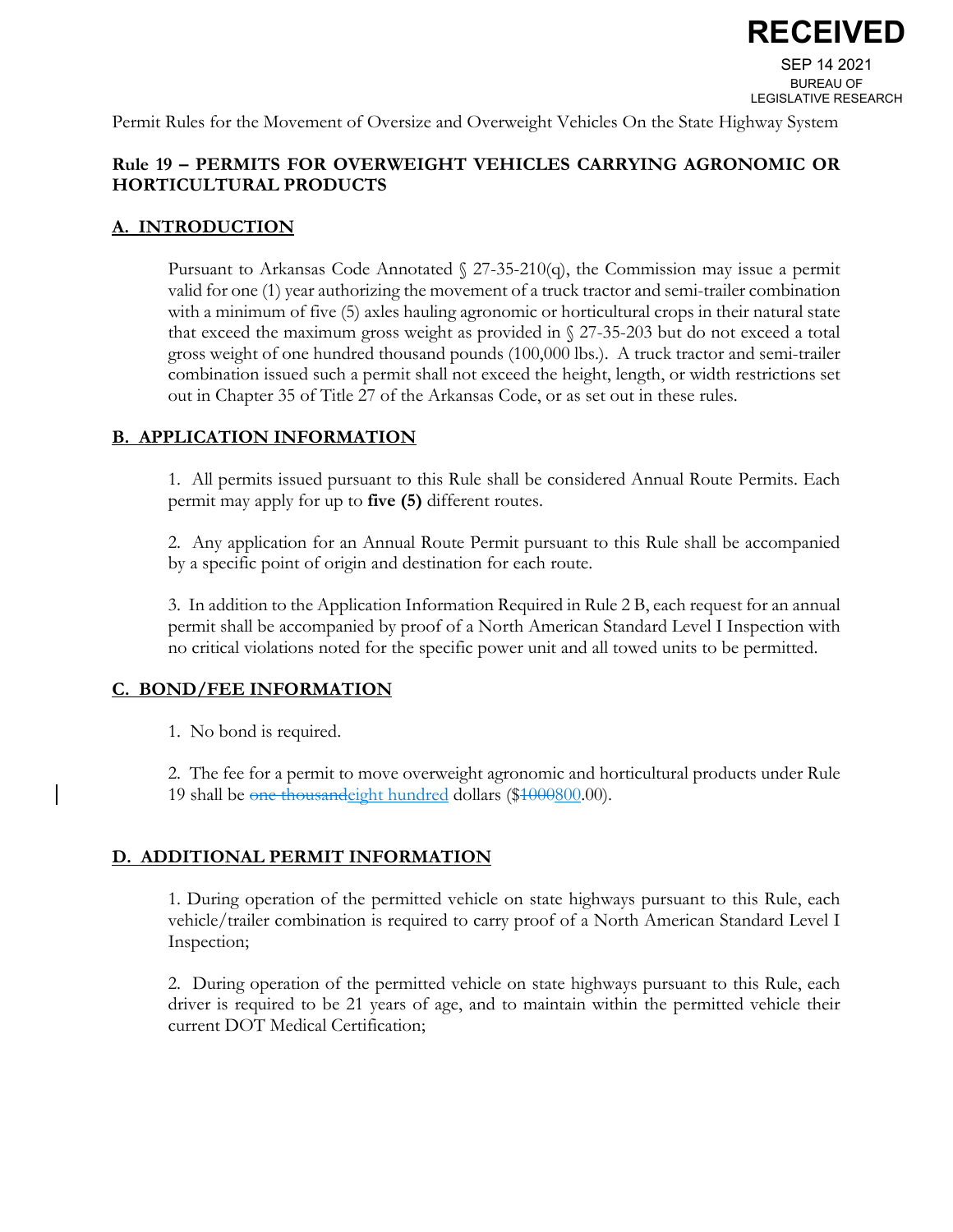RECEIVED

SEP 14 2021

BUREAU OF LEGISLATIVE RESEARCH

Permit Rules for the Movement of Oversize and Overweight Vehicles On the State Highway System

## Rule 19 – PERMITS FOR OVERWEIGHT VEHICLES CARRYING AGRONOMIC OR HORTICULTURAL PRODUCTS

### A. INTRODUCTION

Pursuant to Arkansas Code Annotated § 27-35-210(q), the Commission may issue a permit valid for one (1) year authorizing the movement of a truck tractor and semi-trailer combination with a minimum of five (5) axles hauling agronomic or horticultural crops in their natural state that exceed the maximum gross weight as provided in § 27-35-203 but do not exceed a total gross weight of one hundred thousand pounds (100,000 lbs.). A truck tractor and semi-trailer combination issued such a permit shall not exceed the height, length, or width restrictions set out in Chapter 35 of Title 27 of the Arkansas Code, or as set out in these rules.

### B. APPLICATION INFORMATION

1. All permits issued pursuant to this Rule shall be considered Annual Route Permits. Each permit may apply for up to **five (5)** different routes.

2. Any application for an Annual Route Permit pursuant to this Rule shall be accompanied by a specific point of origin and destination for each route.

3. In addition to the Application Information Required in Rule 2 B, each request for an annual permit shall be accompanied by proof of a North American Standard Level I Inspection with no critical violations noted for the specific power unit and all towed units to be permitted.

### C. BOND/FEE INFORMATION

1. No bond is required.

2. The fee for a permit to move overweight agronomic and horticultural products under Rule 19 shall be ~~one thousand~~eight hundred dollars ($~~1000~~800.00).

### D. ADDITIONAL PERMIT INFORMATION

1. During operation of the permitted vehicle on state highways pursuant to this Rule, each vehicle/trailer combination is required to carry proof of a North American Standard Level I Inspection;

2. During operation of the permitted vehicle on state highways pursuant to this Rule, each driver is required to be 21 years of age, and to maintain within the permitted vehicle their current DOT Medical Certification;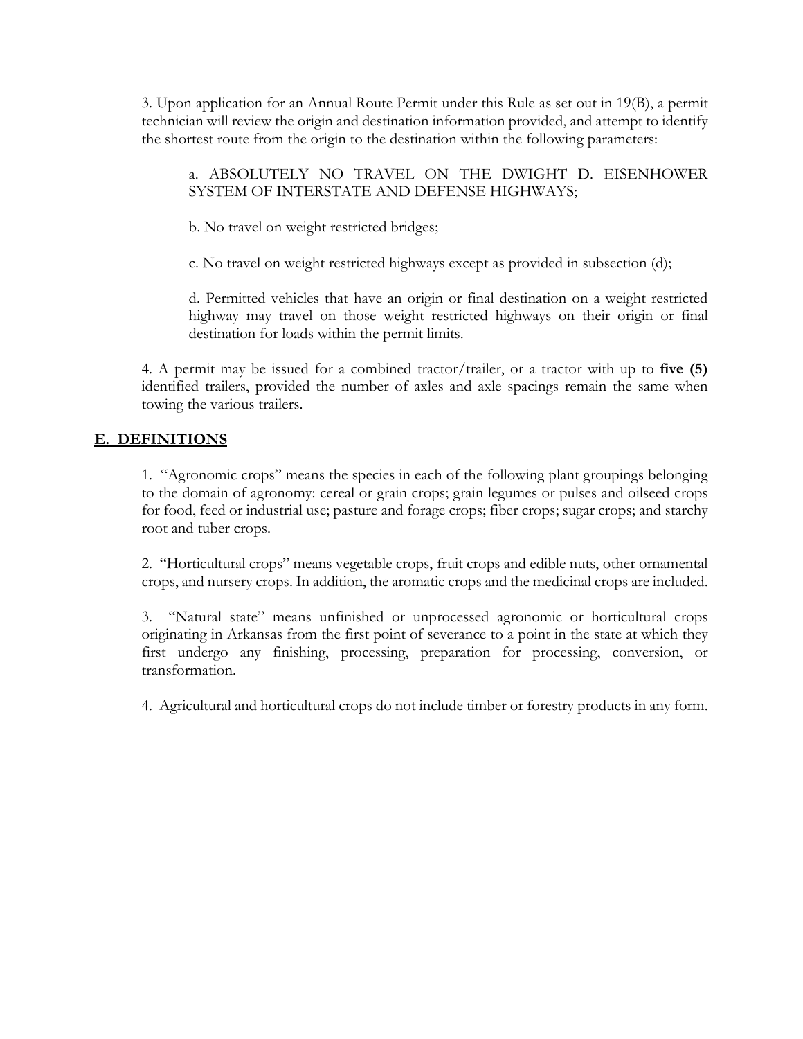3. Upon application for an Annual Route Permit under this Rule as set out in 19(B), a permit technician will review the origin and destination information provided, and attempt to identify the shortest route from the origin to the destination within the following parameters:

a. ABSOLUTELY NO TRAVEL ON THE DWIGHT D. EISENHOWER SYSTEM OF INTERSTATE AND DEFENSE HIGHWAYS;

b. No travel on weight restricted bridges;

c. No travel on weight restricted highways except as provided in subsection (d);

d. Permitted vehicles that have an origin or final destination on a weight restricted highway may travel on those weight restricted highways on their origin or final destination for loads within the permit limits.

4. A permit may be issued for a combined tractor/trailer, or a tractor with up to **five (5)** identified trailers, provided the number of axles and axle spacings remain the same when towing the various trailers.

## E. DEFINITIONS

1. "Agronomic crops" means the species in each of the following plant groupings belonging to the domain of agronomy: cereal or grain crops; grain legumes or pulses and oilseed crops for food, feed or industrial use; pasture and forage crops; fiber crops; sugar crops; and starchy root and tuber crops.

2. "Horticultural crops" means vegetable crops, fruit crops and edible nuts, other ornamental crops, and nursery crops. In addition, the aromatic crops and the medicinal crops are included.

3. "Natural state" means unfinished or unprocessed agronomic or horticultural crops originating in Arkansas from the first point of severance to a point in the state at which they first undergo any finishing, processing, preparation for processing, conversion, or transformation.

4. Agricultural and horticultural crops do not include timber or forestry products in any form.